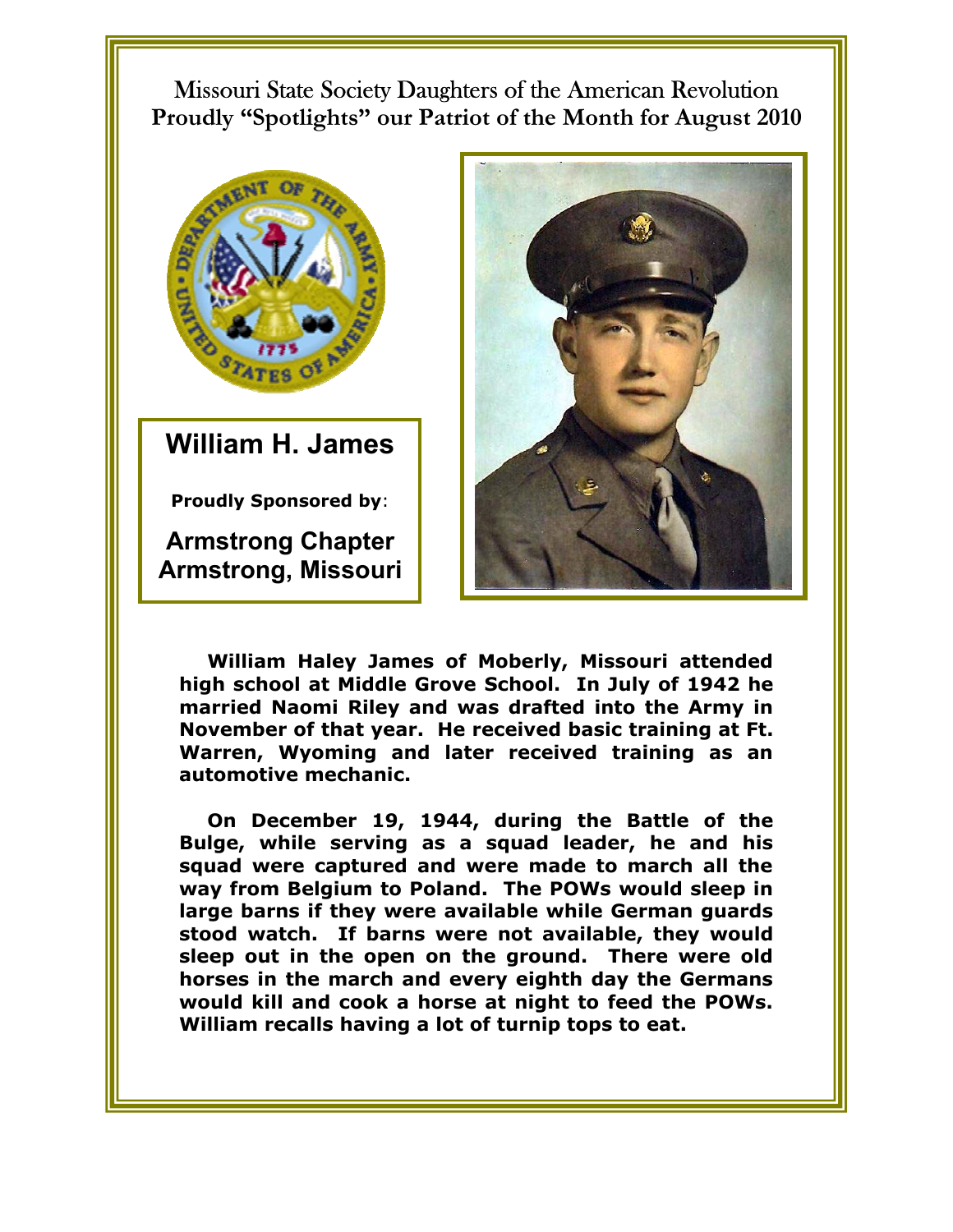Missouri State Society Daughters of the American Revolution
**Proudly "Spotlights" our Patriot of the Month for August 2010**

## William H. James

**Proudly Sponsored by**:

**Armstrong Chapter**
**Armstrong, Missouri**

**William Haley James of Moberly, Missouri attended high school at Middle Grove School. In July of 1942 he married Naomi Riley and was drafted into the Army in November of that year. He received basic training at Ft. Warren, Wyoming and later received training as an automotive mechanic.**

**On December 19, 1944, during the Battle of the Bulge, while serving as a squad leader, he and his squad were captured and were made to march all the way from Belgium to Poland. The POWs would sleep in large barns if they were available while German guards stood watch. If barns were not available, they would sleep out in the open on the ground. There were old horses in the march and every eighth day the Germans would kill and cook a horse at night to feed the POWs. William recalls having a lot of turnip tops to eat.**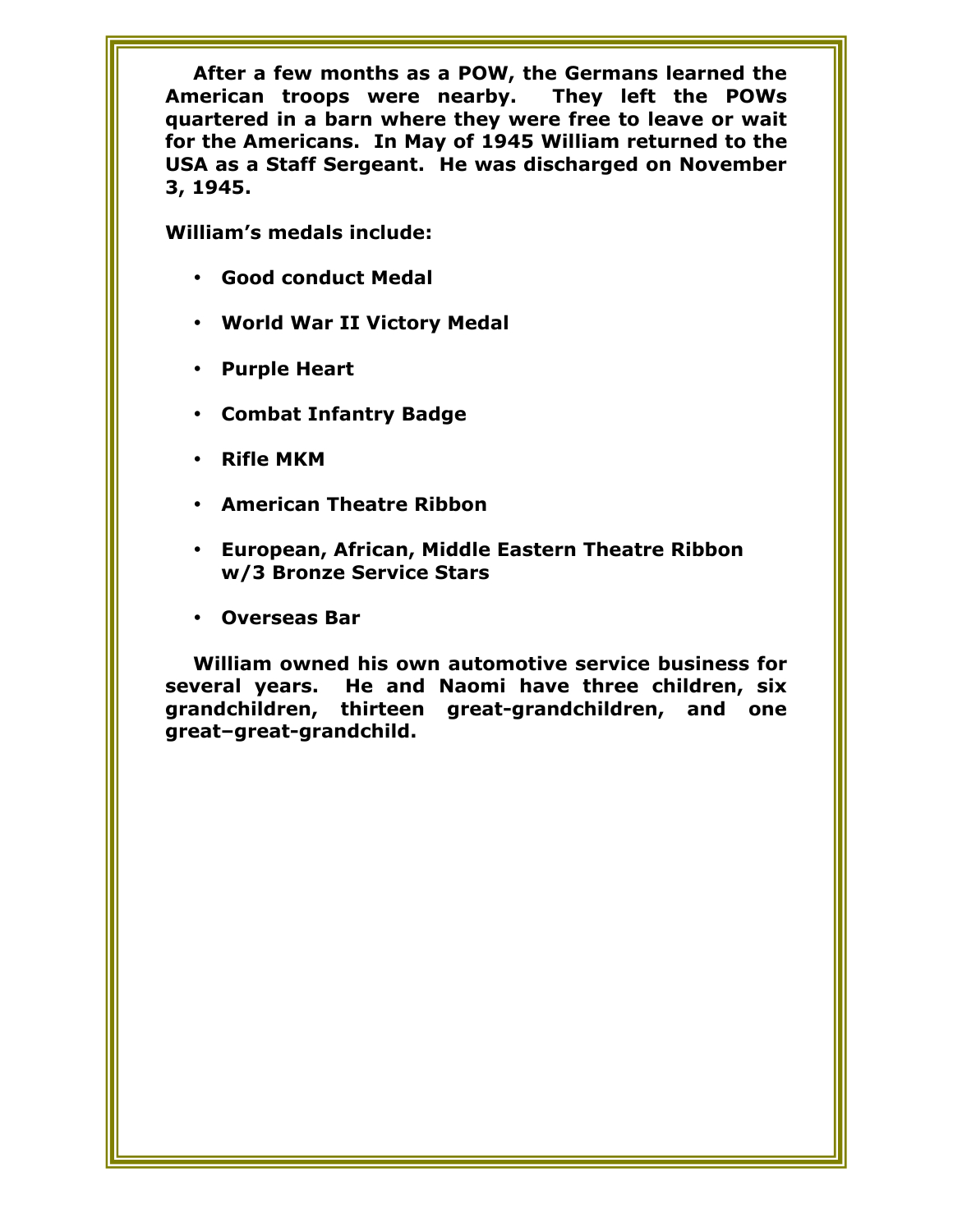**After a few months as a POW, the Germans learned the American troops were nearby. They left the POWs quartered in a barn where they were free to leave or wait for the Americans. In May of 1945 William returned to the USA as a Staff Sergeant. He was discharged on November 3, 1945.**

**William's medals include:**

- **Good conduct Medal**
- **World War II Victory Medal**
- **Purple Heart**
- **Combat Infantry Badge**
- **Rifle MKM**
- **American Theatre Ribbon**
- **European, African, Middle Eastern Theatre Ribbon w/3 Bronze Service Stars**
- **Overseas Bar**

**William owned his own automotive service business for several years. He and Naomi have three children, six grandchildren, thirteen great-grandchildren, and one great–great-grandchild.**